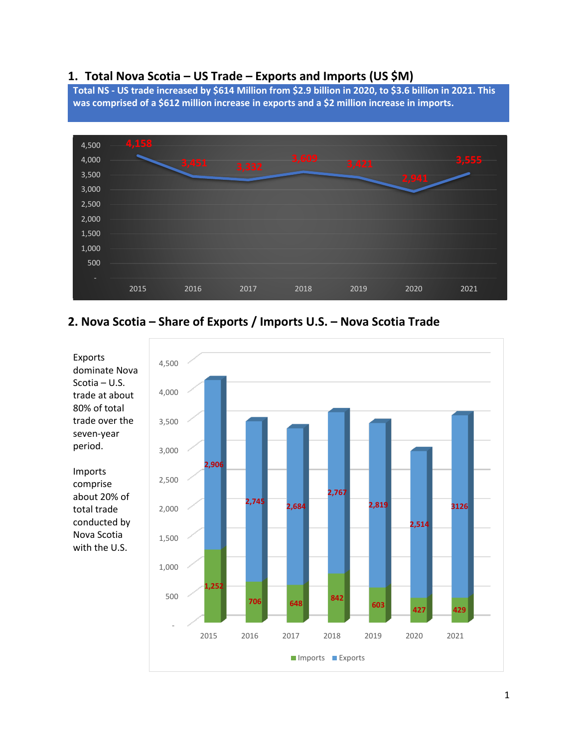## 1. Total Nova Scotia – US Trade – Exports and Imports (US $M)

**Total NS - US trade increased by $614 Million from $2.9 billion in 2020, to $3.6 billion in 2021. This was comprised of a $612 million increase in exports and a $2 million increase in imports.**

| Year | 2015 | 2016 | 2017 | 2018 | 2019 | 2020 | 2021 |
|---|---|---|---|---|---|---|---|
| Total Trade | 4,158 | 3,451 | 3,332 | 3,609 | 3,421 | 2,941 | 3,555 |

## 2. Nova Scotia – Share of Exports / Imports U.S. – Nova Scotia Trade

Exports dominate Nova Scotia – U.S. trade at about 80% of total trade over the seven-year period.

Imports comprise about 20% of total trade conducted by Nova Scotia with the U.S.

| Year | 2015 | 2016 | 2017 | 2018 | 2019 | 2020 | 2021 |
|---|---|---|---|---|---|---|---|
| Exports | 2,906 | 2,745 | 2,684 | 2,767 | 2,819 | 2,514 | 3126 |
| Imports | 1,252 | 706 | 648 | 842 | 603 | 427 | 429 |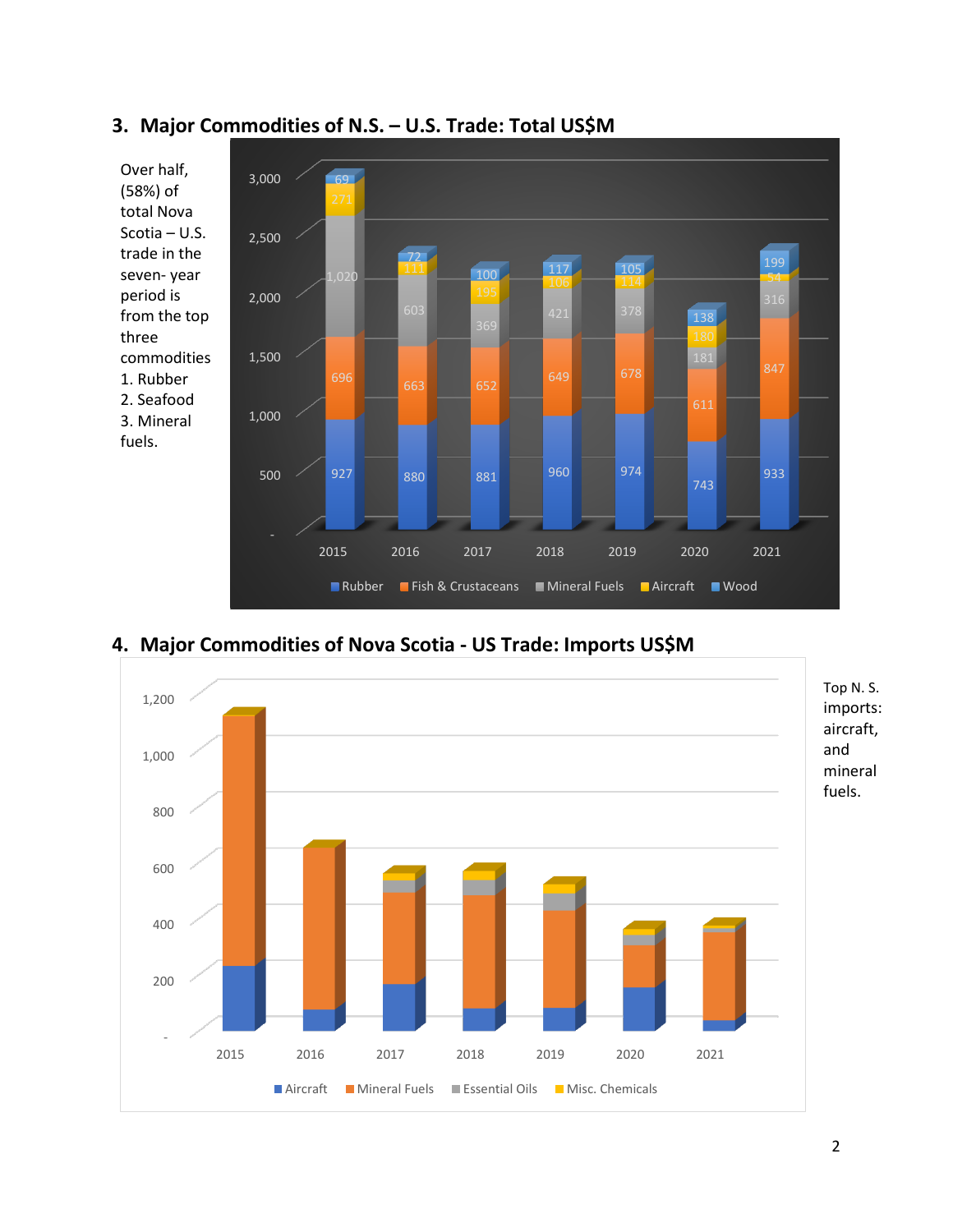## 3. Major Commodities of N.S. – U.S. Trade: Total US$M

Over half, (58%) of total Nova Scotia – U.S. trade in the seven- year period is from the top three commodities
1. Rubber
2. Seafood
3. Mineral fuels.

3,000
2,500
2,000
1,500
1,000
500
-

2015: 927, 696, 1,020, 271, 69
2016: 880, 663, 603, 111, 72
2017: 881, 652, 369, 195, 100
2018: 960, 649, 421, 106, 117
2019: 974, 678, 378, 114, 105
2020: 743, 611, 181, 180, 138
2021: 933, 847, 316, 54, 199

Rubber, Fish & Crustaceans, Mineral Fuels, Aircraft, Wood

## 4. Major Commodities of Nova Scotia - US Trade: Imports US$M

1,200
1,000
800
600
400
200
-

2015, 2016, 2017, 2018, 2019, 2020, 2021

Aircraft, Mineral Fuels, Essential Oils, Misc. Chemicals

Top N. S. imports: aircraft, and mineral fuels.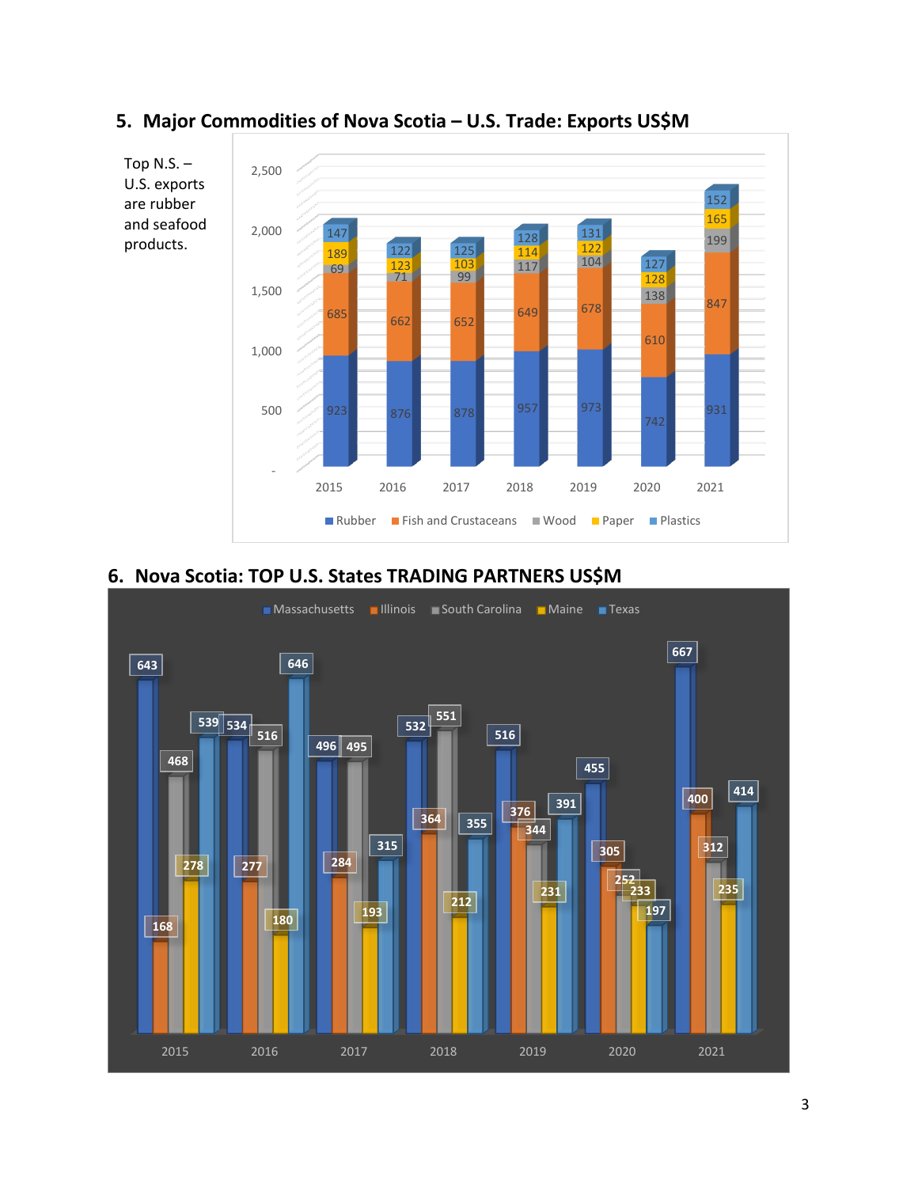## 5. Major Commodities of Nova Scotia – U.S. Trade: Exports US$M

Top N.S. – U.S. exports are rubber and seafood products.

2,500
2,000
1,500
1,000
500
-

2015: 923, 685, 69, 189, 147
2016: 876, 662, 71, 123, 122
2017: 878, 652, 99, 103, 125
2018: 957, 649, 117, 114, 128
2019: 973, 678, 104, 122, 131
2020: 742, 610, 138, 128, 127
2021: 931, 847, 199, 165, 152

Rubber, Fish and Crustaceans, Wood, Paper, Plastics

## 6. Nova Scotia: TOP U.S. States TRADING PARTNERS US$M

Massachusetts, Illinois, South Carolina, Maine, Texas

2015: 643, 168, 468, 278, 539
2016: 534, 277, 516, 180, 646
2017: 496, 284, 495, 193, 315
2018: 532, 364, 551, 212, 355
2019: 516, 376, 344, 231, 391
2020: 455, 305, 252, 233, 197
2021: 667, 400, 312, 235, 414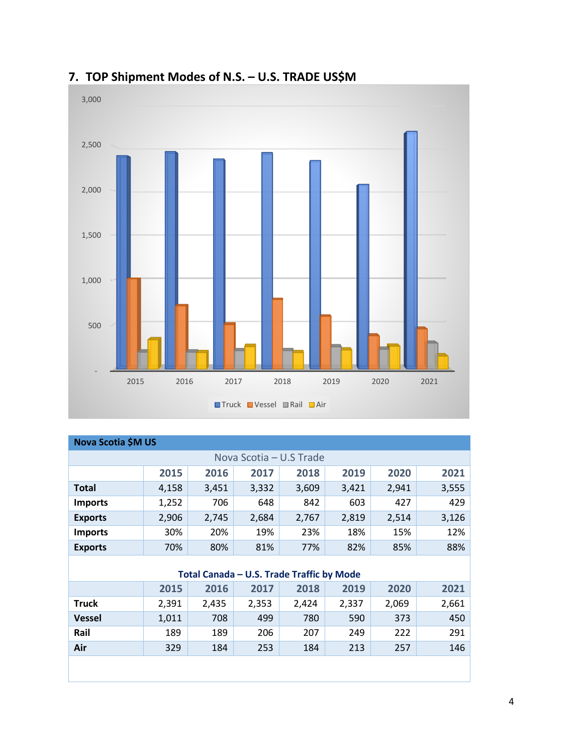## 7. TOP Shipment Modes of N.S. – U.S. TRADE US$M

| Nova Scotia $M US | | | | | | | |
|---|---|---|---|---|---|---|---|
| Nova Scotia – U.S Trade | | | | | | | |
| | 2015 | 2016 | 2017 | 2018 | 2019 | 2020 | 2021 |
| **Total** | 4,158 | 3,451 | 3,332 | 3,609 | 3,421 | 2,941 | 3,555 |
| **Imports** | 1,252 | 706 | 648 | 842 | 603 | 427 | 429 |
| **Exports** | 2,906 | 2,745 | 2,684 | 2,767 | 2,819 | 2,514 | 3,126 |
| **Imports** | 30% | 20% | 19% | 23% | 18% | 15% | 12% |
| **Exports** | 70% | 80% | 81% | 77% | 82% | 85% | 88% |

**Total Canada – U.S. Trade Traffic by Mode**

| | 2015 | 2016 | 2017 | 2018 | 2019 | 2020 | 2021 |
|---|---|---|---|---|---|---|---|
| **Truck** | 2,391 | 2,435 | 2,353 | 2,424 | 2,337 | 2,069 | 2,661 |
| **Vessel** | 1,011 | 708 | 499 | 780 | 590 | 373 | 450 |
| **Rail** | 189 | 189 | 206 | 207 | 249 | 222 | 291 |
| **Air** | 329 | 184 | 253 | 184 | 213 | 257 | 146 |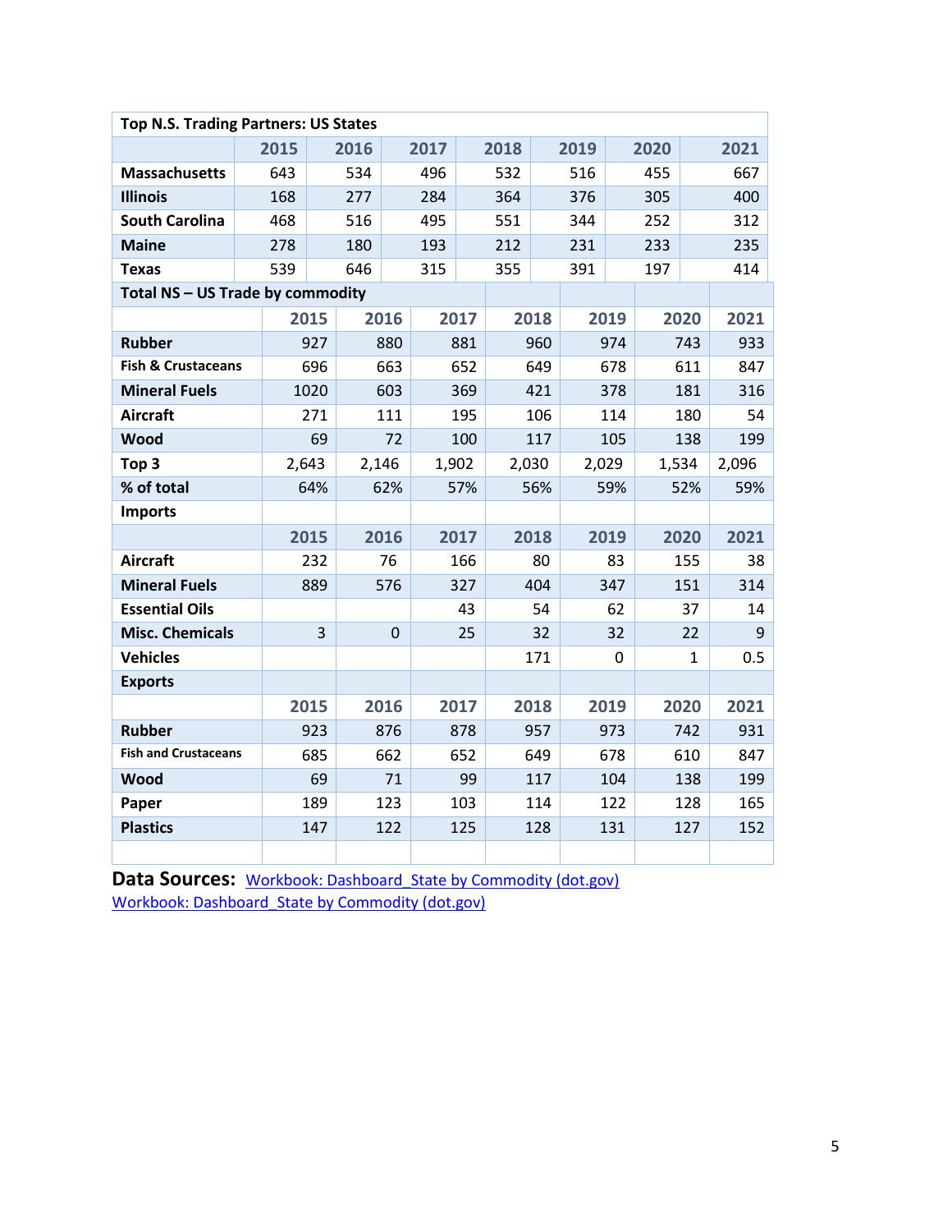| Top N.S. Trading Partners: US States | | | | | | | |
|---|---|---|---|---|---|---|---|
| | 2015 | 2016 | 2017 | 2018 | 2019 | 2020 | 2021 |
| Massachusetts | 643 | 534 | 496 | 532 | 516 | 455 | 667 |
| Illinois | 168 | 277 | 284 | 364 | 376 | 305 | 400 |
| South Carolina | 468 | 516 | 495 | 551 | 344 | 252 | 312 |
| Maine | 278 | 180 | 193 | 212 | 231 | 233 | 235 |
| Texas | 539 | 646 | 315 | 355 | 391 | 197 | 414 |

| Total NS – US Trade by commodity | | | | | | | |
|---|---|---|---|---|---|---|---|
| | 2015 | 2016 | 2017 | 2018 | 2019 | 2020 | 2021 |
| Rubber | 927 | 880 | 881 | 960 | 974 | 743 | 933 |
| Fish & Crustaceans | 696 | 663 | 652 | 649 | 678 | 611 | 847 |
| Mineral Fuels | 1020 | 603 | 369 | 421 | 378 | 181 | 316 |
| Aircraft | 271 | 111 | 195 | 106 | 114 | 180 | 54 |
| Wood | 69 | 72 | 100 | 117 | 105 | 138 | 199 |
| Top 3 | 2,643 | 2,146 | 1,902 | 2,030 | 2,029 | 1,534 | 2,096 |
| % of total | 64% | 62% | 57% | 56% | 59% | 52% | 59% |
| **Imports** | | | | | | | |
| | 2015 | 2016 | 2017 | 2018 | 2019 | 2020 | 2021 |
| Aircraft | 232 | 76 | 166 | 80 | 83 | 155 | 38 |
| Mineral Fuels | 889 | 576 | 327 | 404 | 347 | 151 | 314 |
| Essential Oils | | | 43 | 54 | 62 | 37 | 14 |
| Misc. Chemicals | 3 | 0 | 25 | 32 | 32 | 22 | 9 |
| Vehicles | | | | 171 | 0 | 1 | 0.5 |
| **Exports** | | | | | | | |
| | 2015 | 2016 | 2017 | 2018 | 2019 | 2020 | 2021 |
| Rubber | 923 | 876 | 878 | 957 | 973 | 742 | 931 |
| Fish and Crustaceans | 685 | 662 | 652 | 649 | 678 | 610 | 847 |
| Wood | 69 | 71 | 99 | 117 | 104 | 138 | 199 |
| Paper | 189 | 123 | 103 | 114 | 122 | 128 | 165 |
| Plastics | 147 | 122 | 125 | 128 | 131 | 127 | 152 |

**Data Sources:** Workbook: Dashboard_State by Commodity (dot.gov)
Workbook: Dashboard_State by Commodity (dot.gov)